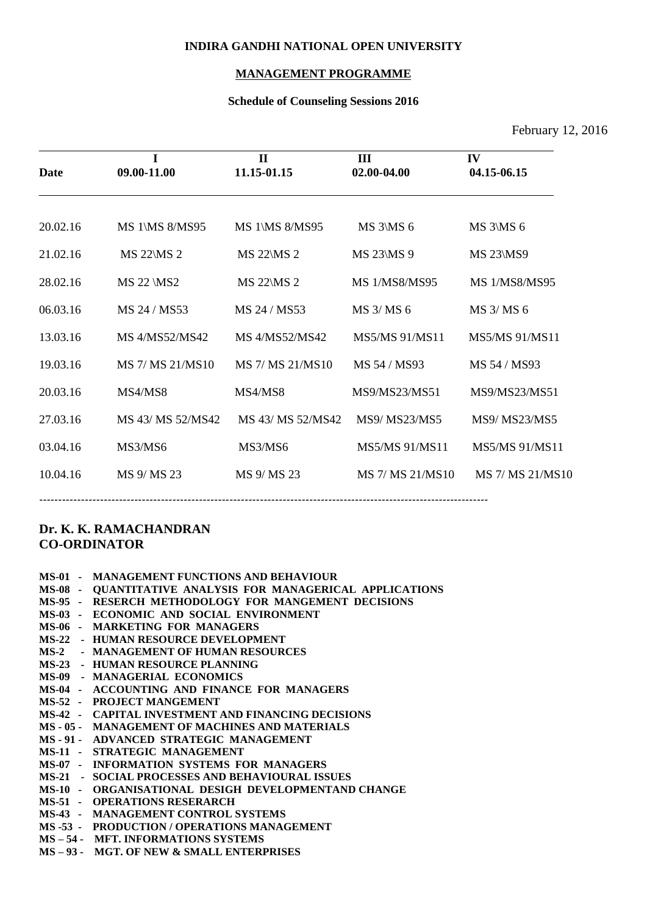**INDIRA GANDHI NATIONAL OPEN UNIVERSITY**

**MANAGEMENT PROGRAMME**

**Schedule of Counseling Sessions 2016**

February 12, 2016

| Date | I<br>09.00-11.00 | II<br>11.15-01.15 | III<br>02.00-04.00 | IV<br>04.15-06.15 |
|---|---|---|---|---|
| 20.02.16 | MS 1\MS 8/MS95 | MS 1\MS 8/MS95 | MS 3\MS 6 | MS 3\MS 6 |
| 21.02.16 | MS 22\MS 2 | MS 22\MS 2 | MS 23\MS 9 | MS 23\MS9 |
| 28.02.16 | MS 22 \MS2 | MS 22\MS 2 | MS 1/MS8/MS95 | MS 1/MS8/MS95 |
| 06.03.16 | MS 24 / MS53 | MS 24 / MS53 | MS 3/ MS 6 | MS 3/ MS 6 |
| 13.03.16 | MS 4/MS52/MS42 | MS 4/MS52/MS42 | MS5/MS 91/MS11 | MS5/MS 91/MS11 |
| 19.03.16 | MS 7/ MS 21/MS10 | MS 7/ MS 21/MS10 | MS 54 / MS93 | MS 54 / MS93 |
| 20.03.16 | MS4/MS8 | MS4/MS8 | MS9/MS23/MS51 | MS9/MS23/MS51 |
| 27.03.16 | MS 43/ MS 52/MS42 | MS 43/ MS 52/MS42 | MS9/ MS23/MS5 | MS9/ MS23/MS5 |
| 03.04.16 | MS3/MS6 | MS3/MS6 | MS5/MS 91/MS11 | MS5/MS 91/MS11 |
| 10.04.16 | MS 9/ MS 23 | MS 9/ MS 23 | MS 7/ MS 21/MS10 | MS 7/ MS 21/MS10 |

---

**Dr. K. K. RAMACHANDRAN**
**CO-ORDINATOR**

**MS-01 - MANAGEMENT FUNCTIONS AND BEHAVIOUR**
**MS-08 - QUANTITATIVE ANALYSIS FOR MANAGERICAL APPLICATIONS**
**MS-95 - RESERCH METHODOLOGY FOR MANGEMENT DECISIONS**
**MS-03 - ECONOMIC AND SOCIAL ENVIRONMENT**
**MS-06 - MARKETING FOR MANAGERS**
**MS-22 - HUMAN RESOURCE DEVELOPMENT**
**MS-2 - MANAGEMENT OF HUMAN RESOURCES**
**MS-23 - HUMAN RESOURCE PLANNING**
**MS-09 - MANAGERIAL ECONOMICS**
**MS-04 - ACCOUNTING AND FINANCE FOR MANAGERS**
**MS-52 - PROJECT MANGEMENT**
**MS-42 - CAPITAL INVESTMENT AND FINANCING DECISIONS**
**MS - 05 - MANAGEMENT OF MACHINES AND MATERIALS**
**MS - 91 - ADVANCED STRATEGIC MANAGEMENT**
**MS-11 - STRATEGIC MANAGEMENT**
**MS-07 - INFORMATION SYSTEMS FOR MANAGERS**
**MS-21 - SOCIAL PROCESSES AND BEHAVIOURAL ISSUES**
**MS-10 - ORGANISATIONAL DESIGH DEVELOPMENTAND CHANGE**
**MS-51 - OPERATIONS RESERARCH**
**MS-43 - MANAGEMENT CONTROL SYSTEMS**
**MS -53 - PRODUCTION / OPERATIONS MANAGEMENT**
**MS – 54 - MFT. INFORMATIONS SYSTEMS**
**MS – 93 - MGT. OF NEW & SMALL ENTERPRISES**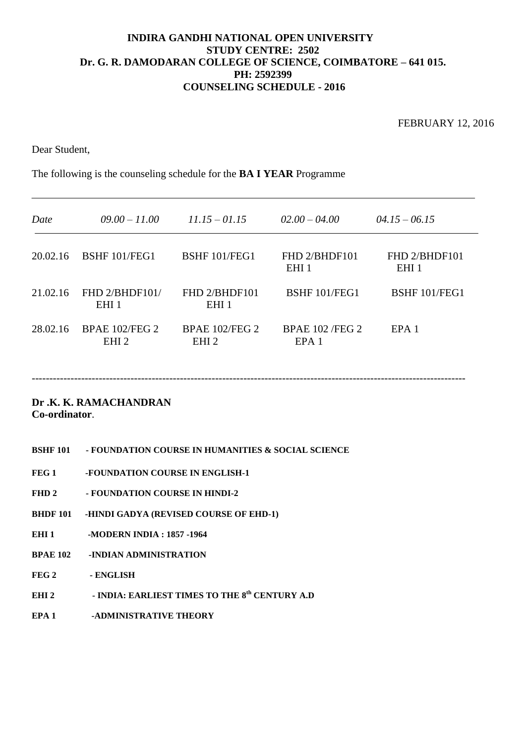**INDIRA GANDHI NATIONAL OPEN UNIVERSITY**
**STUDY CENTRE: 2502**
**Dr. G. R. DAMODARAN COLLEGE OF SCIENCE, COIMBATORE – 641 015.**
**PH: 2592399**
**COUNSELING SCHEDULE - 2016**

FEBRUARY 12, 2016

Dear Student,

The following is the counseling schedule for the **BA I YEAR** Programme

| *Date* | *09.00 – 11.00* | *11.15 – 01.15* | *02.00 – 04.00* | *04.15 – 06.15* |
|---|---|---|---|---|
| 20.02.16 | BSHF 101/FEG1 | BSHF 101/FEG1 | FHD 2/BHDF101 EHI 1 | FHD 2/BHDF101 EHI 1 |
| 21.02.16 | FHD 2/BHDF101/ EHI 1 | FHD 2/BHDF101 EHI 1 | BSHF 101/FEG1 | BSHF 101/FEG1 |
| 28.02.16 | BPAE 102/FEG 2 EHI 2 | BPAE 102/FEG 2 EHI 2 | BPAE 102 /FEG 2 EPA 1 | EPA 1 |

---

**Dr .K. K. RAMACHANDRAN**
**Co-ordinator**.

**BSHF 101** - **FOUNDATION COURSE IN HUMANITIES & SOCIAL SCIENCE**

**FEG 1** -**FOUNDATION COURSE IN ENGLISH-1**

**FHD 2** - **FOUNDATION COURSE IN HINDI-2**

**BHDF 101** -**HINDI GADYA (REVISED COURSE OF EHD-1)**

**EHI 1** -**MODERN INDIA : 1857 -1964**

**BPAE 102** -**INDIAN ADMINISTRATION**

**FEG 2** - **ENGLISH**

**EHI 2** - **INDIA: EARLIEST TIMES TO THE 8$^{th}$ CENTURY A.D**

**EPA 1** -**ADMINISTRATIVE THEORY**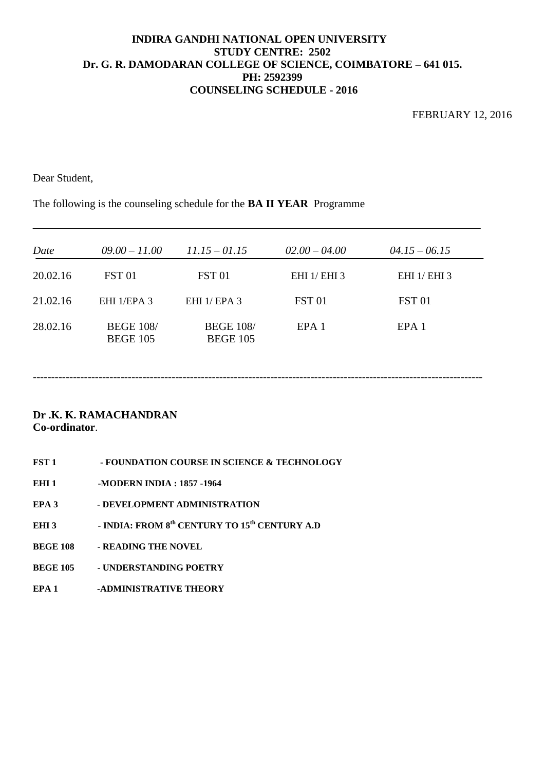**INDIRA GANDHI NATIONAL OPEN UNIVERSITY**
**STUDY CENTRE: 2502**
**Dr. G. R. DAMODARAN COLLEGE OF SCIENCE, COIMBATORE – 641 015.**
**PH: 2592399**
**COUNSELING SCHEDULE - 2016**

FEBRUARY 12, 2016

Dear Student,

The following is the counseling schedule for the **BA II YEAR** Programme

| *Date* | *09.00 – 11.00* | *11.15 – 01.15* | *02.00 – 04.00* | *04.15 – 06.15* |
|---|---|---|---|---|
| 20.02.16 | FST 01 | FST 01 | EHI 1/ EHI 3 | EHI 1/ EHI 3 |
| 21.02.16 | EHI 1/EPA 3 | EHI 1/ EPA 3 | FST 01 | FST 01 |
| 28.02.16 | BEGE 108/ BEGE 105 | BEGE 108/ BEGE 105 | EPA 1 | EPA 1 |

---

**Dr .K. K. RAMACHANDRAN**
**Co-ordinator**.

**FST 1** - FOUNDATION COURSE IN SCIENCE & TECHNOLOGY

**EHI 1** -MODERN INDIA : 1857 -1964

**EPA 3** - DEVELOPMENT ADMINISTRATION

**EHI 3** - INDIA: FROM 8$^{th}$ CENTURY TO 15$^{th}$ CENTURY A.D

**BEGE 108** - READING THE NOVEL

**BEGE 105** - UNDERSTANDING POETRY

**EPA 1** -ADMINISTRATIVE THEORY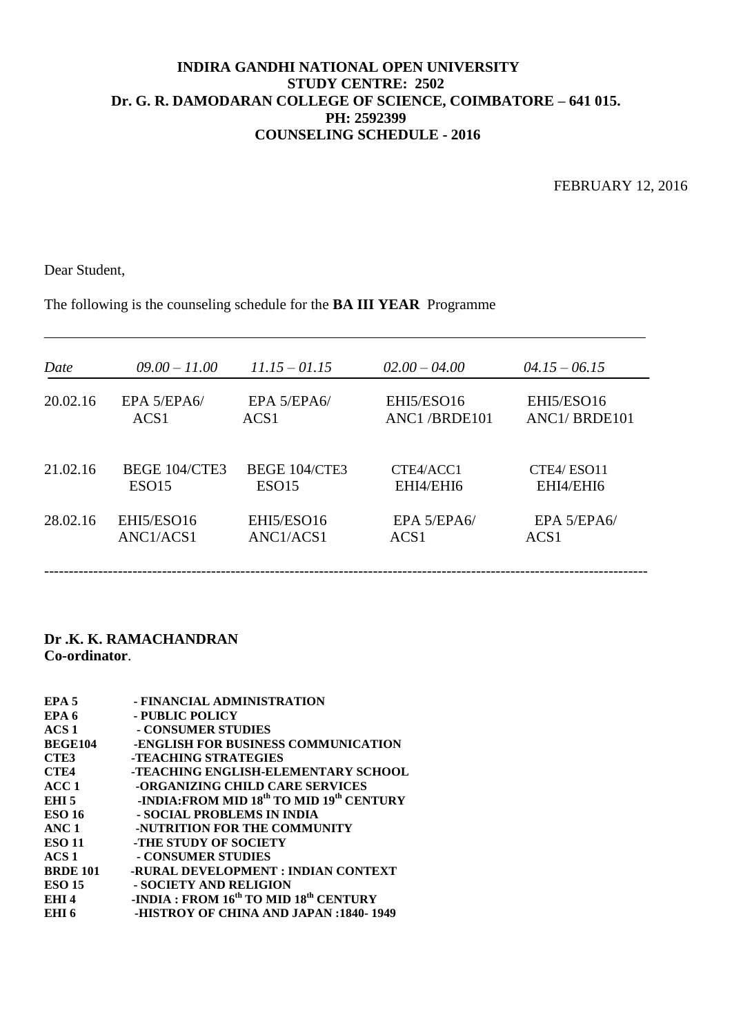**INDIRA GANDHI NATIONAL OPEN UNIVERSITY**
**STUDY CENTRE: 2502**
**Dr. G. R. DAMODARAN COLLEGE OF SCIENCE, COIMBATORE – 641 015.**
**PH: 2592399**
**COUNSELING SCHEDULE - 2016**

FEBRUARY 12, 2016

Dear Student,

The following is the counseling schedule for the **BA III YEAR** Programme

| *Date* | *09.00 – 11.00* | *11.15 – 01.15* | *02.00 – 04.00* | *04.15 – 06.15* |
|---|---|---|---|---|
| 20.02.16 | EPA 5/EPA6/ ACS1 | EPA 5/EPA6/ ACS1 | EHI5/ESO16 ANC1 /BRDE101 | EHI5/ESO16 ANC1/ BRDE101 |
| 21.02.16 | BEGE 104/CTE3 ESO15 | BEGE 104/CTE3 ESO15 | CTE4/ACC1 EHI4/EHI6 | CTE4/ ESO11 EHI4/EHI6 |
| 28.02.16 | EHI5/ESO16 ANC1/ACS1 | EHI5/ESO16 ANC1/ACS1 | EPA 5/EPA6/ ACS1 | EPA 5/EPA6/ ACS1 |

**Dr .K. K. RAMACHANDRAN**
**Co-ordinator**.

**EPA 5** - **FINANCIAL ADMINISTRATION**
**EPA 6** - **PUBLIC POLICY**
**ACS 1** - **CONSUMER STUDIES**
**BEGE104** -**ENGLISH FOR BUSINESS COMMUNICATION**
**CTE3** -**TEACHING STRATEGIES**
**CTE4** -**TEACHING ENGLISH-ELEMENTARY SCHOOL**
**ACC 1** -**ORGANIZING CHILD CARE SERVICES**
**EHI 5** -**INDIA:FROM MID 18th TO MID 19th CENTURY**
**ESO 16** - **SOCIAL PROBLEMS IN INDIA**
**ANC 1** -**NUTRITION FOR THE COMMUNITY**
**ESO 11** -**THE STUDY OF SOCIETY**
**ACS 1** - **CONSUMER STUDIES**
**BRDE 101** -**RURAL DEVELOPMENT : INDIAN CONTEXT**
**ESO 15** - **SOCIETY AND RELIGION**
**EHI 4** -**INDIA : FROM 16th TO MID 18th CENTURY**
**EHI 6** -**HISTROY OF CHINA AND JAPAN :1840- 1949**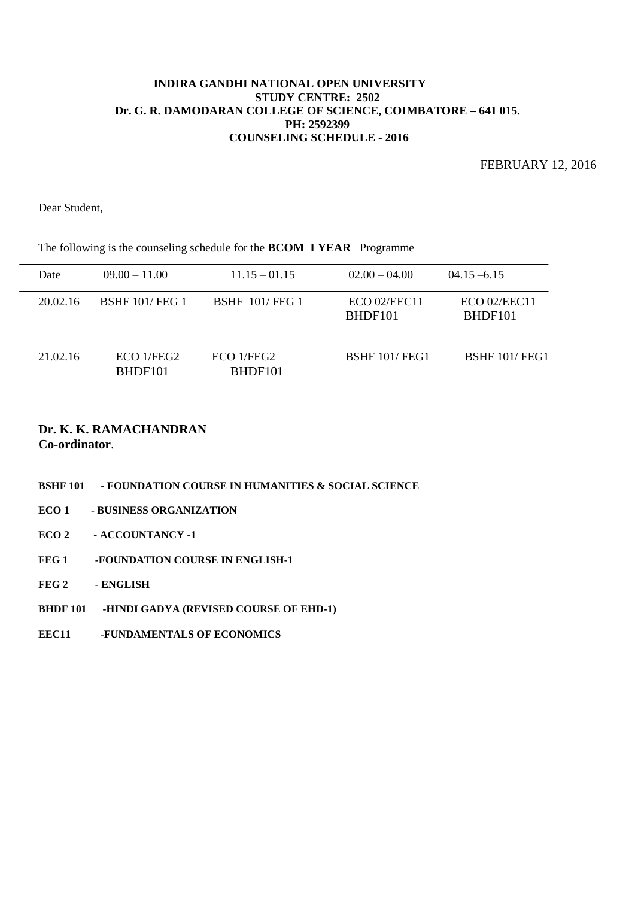**INDIRA GANDHI NATIONAL OPEN UNIVERSITY**
**STUDY CENTRE: 2502**
**Dr. G. R. DAMODARAN COLLEGE OF SCIENCE, COIMBATORE – 641 015.**
**PH: 2592399**
**COUNSELING SCHEDULE - 2016**

FEBRUARY 12, 2016

Dear Student,

The following is the counseling schedule for the **BCOM I YEAR** Programme

| Date | 09.00 – 11.00 | 11.15 – 01.15 | 02.00 – 04.00 | 04.15 –6.15 |
|---|---|---|---|---|
| 20.02.16 | BSHF 101/ FEG 1 | BSHF 101/ FEG 1 | ECO 02/EEC11 BHDF101 | ECO 02/EEC11 BHDF101 |
| 21.02.16 | ECO 1/FEG2 BHDF101 | ECO 1/FEG2 BHDF101 | BSHF 101/ FEG1 | BSHF 101/ FEG1 |

**Dr. K. K. RAMACHANDRAN**
**Co-ordinator**.

**BSHF 101 - FOUNDATION COURSE IN HUMANITIES & SOCIAL SCIENCE**

**ECO 1 - BUSINESS ORGANIZATION**

**ECO 2 - ACCOUNTANCY -1**

**FEG 1 -FOUNDATION COURSE IN ENGLISH-1**

**FEG 2 - ENGLISH**

**BHDF 101 -HINDI GADYA (REVISED COURSE OF EHD-1)**

**EEC11 -FUNDAMENTALS OF ECONOMICS**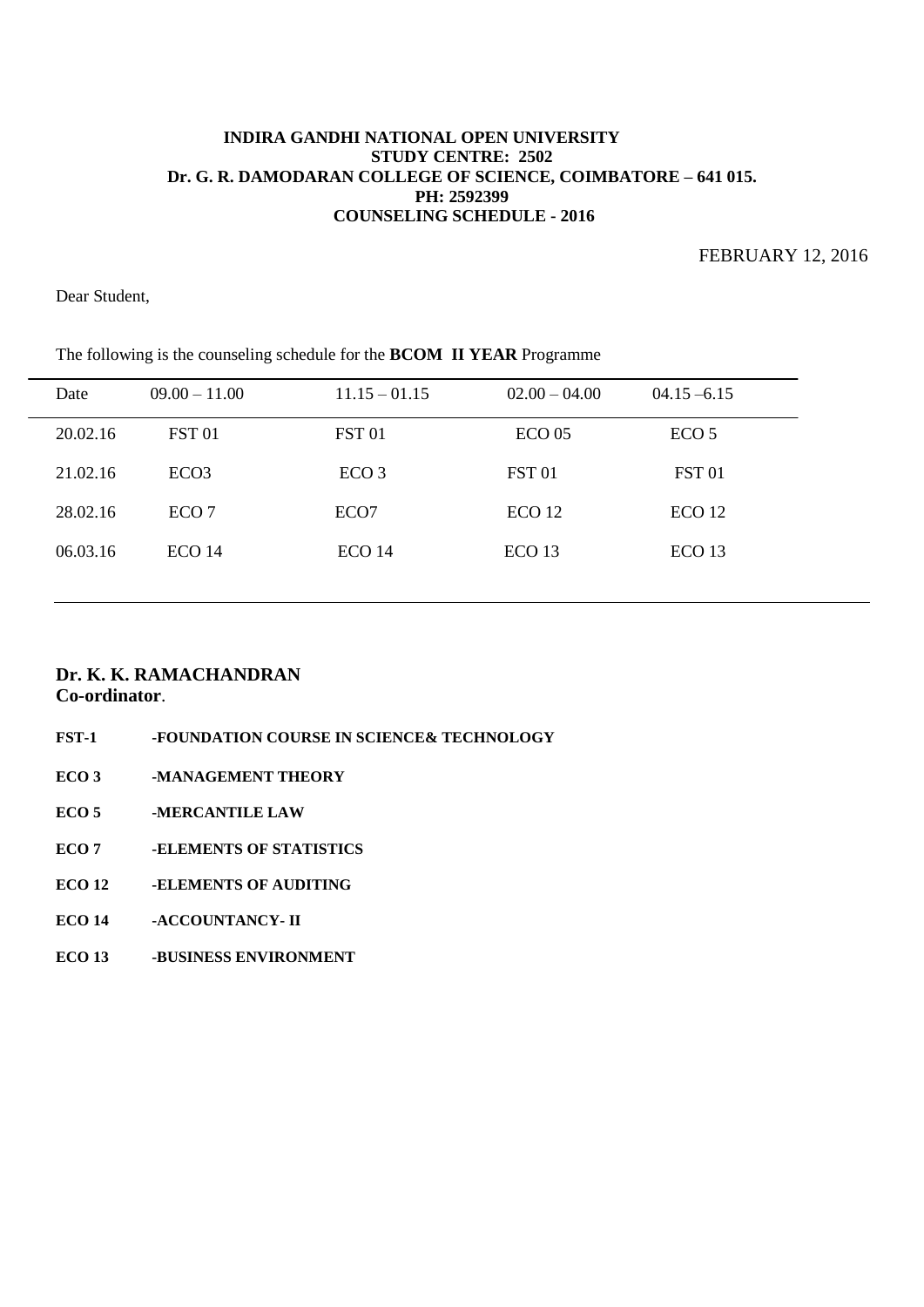**INDIRA GANDHI NATIONAL OPEN UNIVERSITY**
**STUDY CENTRE: 2502**
**Dr. G. R. DAMODARAN COLLEGE OF SCIENCE, COIMBATORE – 641 015.**
**PH: 2592399**
**COUNSELING SCHEDULE - 2016**

FEBRUARY 12, 2016

Dear Student,

The following is the counseling schedule for the **BCOM II YEAR** Programme

| Date | 09.00 – 11.00 | 11.15 – 01.15 | 02.00 – 04.00 | 04.15 –6.15 |
|---|---|---|---|---|
| 20.02.16 | FST 01 | FST 01 | ECO 05 | ECO 5 |
| 21.02.16 | ECO3 | ECO 3 | FST 01 | FST 01 |
| 28.02.16 | ECO 7 | ECO7 | ECO 12 | ECO 12 |
| 06.03.16 | ECO 14 | ECO 14 | ECO 13 | ECO 13 |

**Dr. K. K. RAMACHANDRAN**
**Co-ordinator**.

**FST-1** -FOUNDATION COURSE IN SCIENCE& TECHNOLOGY

**ECO 3** -MANAGEMENT THEORY

**ECO 5** -MERCANTILE LAW

**ECO 7** -ELEMENTS OF STATISTICS

**ECO 12** -ELEMENTS OF AUDITING

**ECO 14** -ACCOUNTANCY- II

**ECO 13** -BUSINESS ENVIRONMENT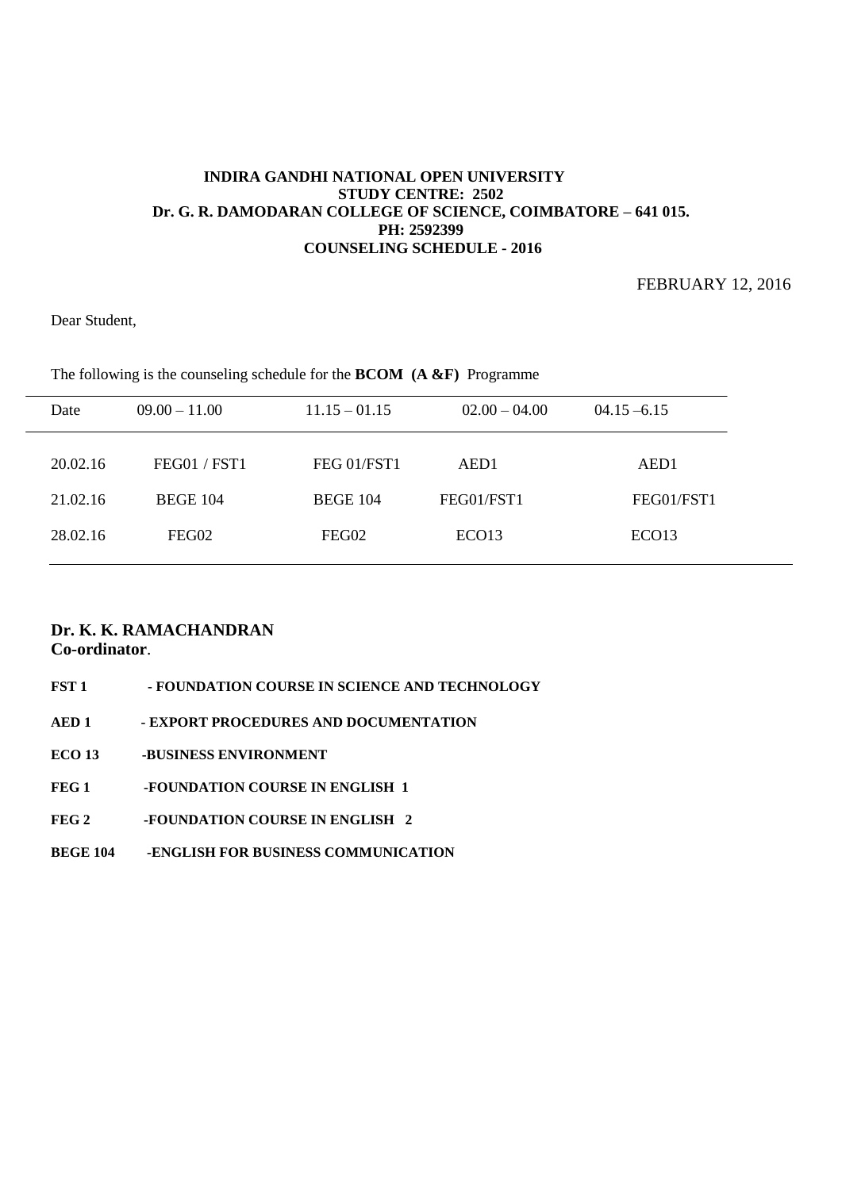**INDIRA GANDHI NATIONAL OPEN UNIVERSITY**
**STUDY CENTRE: 2502**
**Dr. G. R. DAMODARAN COLLEGE OF SCIENCE, COIMBATORE – 641 015.**
**PH: 2592399**
**COUNSELING SCHEDULE - 2016**

FEBRUARY 12, 2016

Dear Student,

The following is the counseling schedule for the **BCOM (A &F)** Programme

| Date | 09.00 – 11.00 | 11.15 – 01.15 | 02.00 – 04.00 | 04.15 –6.15 |
|---|---|---|---|---|
| 20.02.16 | FEG01 / FST1 | FEG 01/FST1 | AED1 | AED1 |
| 21.02.16 | BEGE 104 | BEGE 104 | FEG01/FST1 | FEG01/FST1 |
| 28.02.16 | FEG02 | FEG02 | ECO13 | ECO13 |

**Dr. K. K. RAMACHANDRAN**
**Co-ordinator**.

**FST 1** - **FOUNDATION COURSE IN SCIENCE AND TECHNOLOGY**

**AED 1** - **EXPORT PROCEDURES AND DOCUMENTATION**

**ECO 13** -**BUSINESS ENVIRONMENT**

**FEG 1** -**FOUNDATION COURSE IN ENGLISH 1**

**FEG 2** -**FOUNDATION COURSE IN ENGLISH 2**

**BEGE 104** -**ENGLISH FOR BUSINESS COMMUNICATION**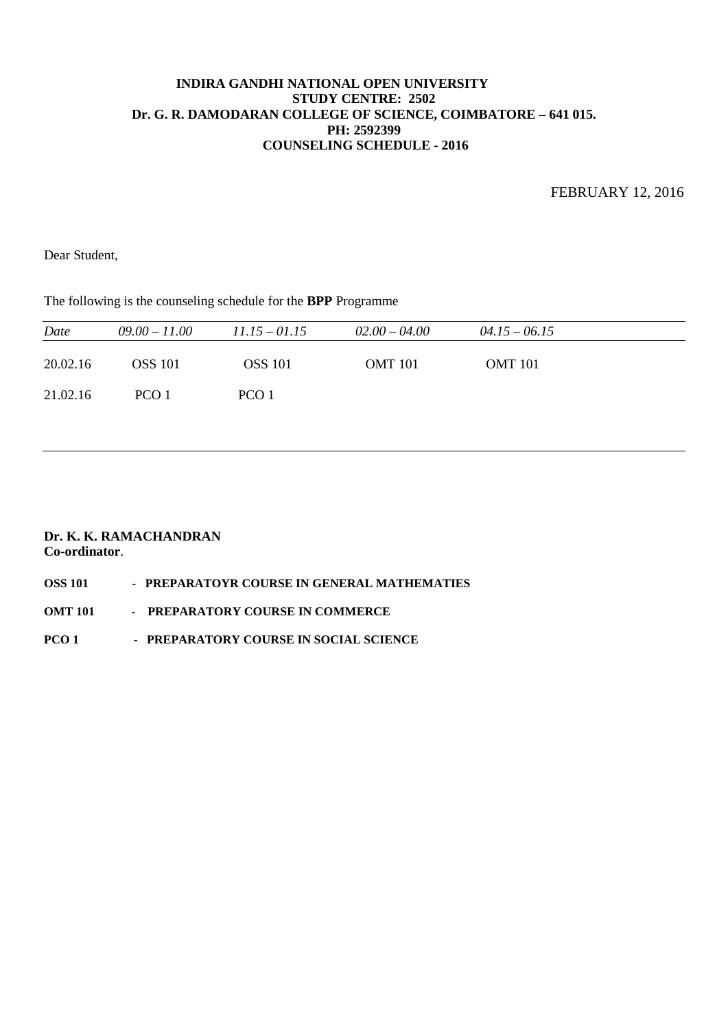**INDIRA GANDHI NATIONAL OPEN UNIVERSITY**
**STUDY CENTRE: 2502**
**Dr. G. R. DAMODARAN COLLEGE OF SCIENCE, COIMBATORE – 641 015.**
**PH: 2592399**
**COUNSELING SCHEDULE - 2016**

FEBRUARY 12, 2016

Dear Student,

The following is the counseling schedule for the **BPP** Programme

| *Date* | *09.00 – 11.00* | *11.15 – 01.15* | *02.00 – 04.00* | *04.15 – 06.15* |
|---|---|---|---|---|
| 20.02.16 | OSS 101 | OSS 101 | OMT 101 | OMT 101 |
| 21.02.16 | PCO 1 | PCO 1 | | |

**Dr. K. K. RAMACHANDRAN**
**Co-ordinator**.

**OSS 101** - **PREPARATOYR COURSE IN GENERAL MATHEMATIES**

**OMT 101** - **PREPARATORY COURSE IN COMMERCE**

**PCO 1** - **PREPARATORY COURSE IN SOCIAL SCIENCE**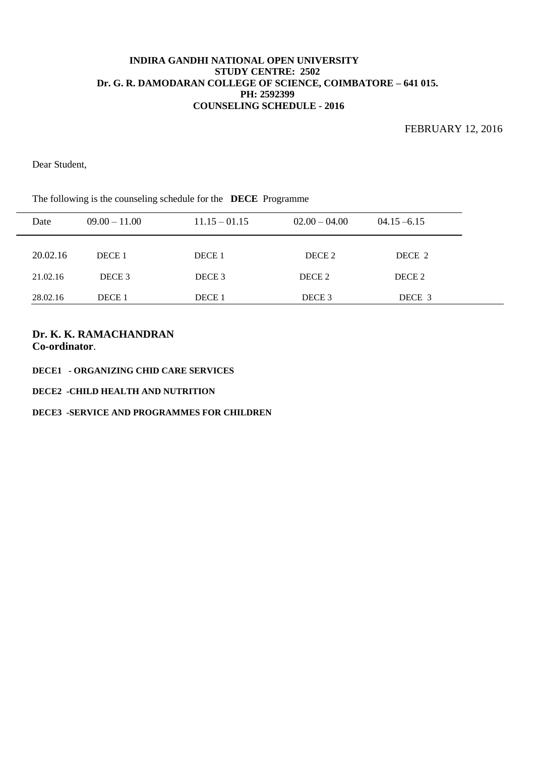**INDIRA GANDHI NATIONAL OPEN UNIVERSITY**
**STUDY CENTRE: 2502**
**Dr. G. R. DAMODARAN COLLEGE OF SCIENCE, COIMBATORE – 641 015.**
**PH: 2592399**
**COUNSELING SCHEDULE - 2016**

FEBRUARY 12, 2016

Dear Student,

The following is the counseling schedule for the **DECE** Programme

| Date | 09.00 – 11.00 | 11.15 – 01.15 | 02.00 – 04.00 | 04.15 –6.15 |
|---|---|---|---|---|
| 20.02.16 | DECE 1 | DECE 1 | DECE 2 | DECE 2 |
| 21.02.16 | DECE 3 | DECE 3 | DECE 2 | DECE 2 |
| 28.02.16 | DECE 1 | DECE 1 | DECE 3 | DECE 3 |

**Dr. K. K. RAMACHANDRAN**
**Co-ordinator**.

**DECE1 - ORGANIZING CHID CARE SERVICES**

**DECE2 -CHILD HEALTH AND NUTRITION**

**DECE3 -SERVICE AND PROGRAMMES FOR CHILDREN**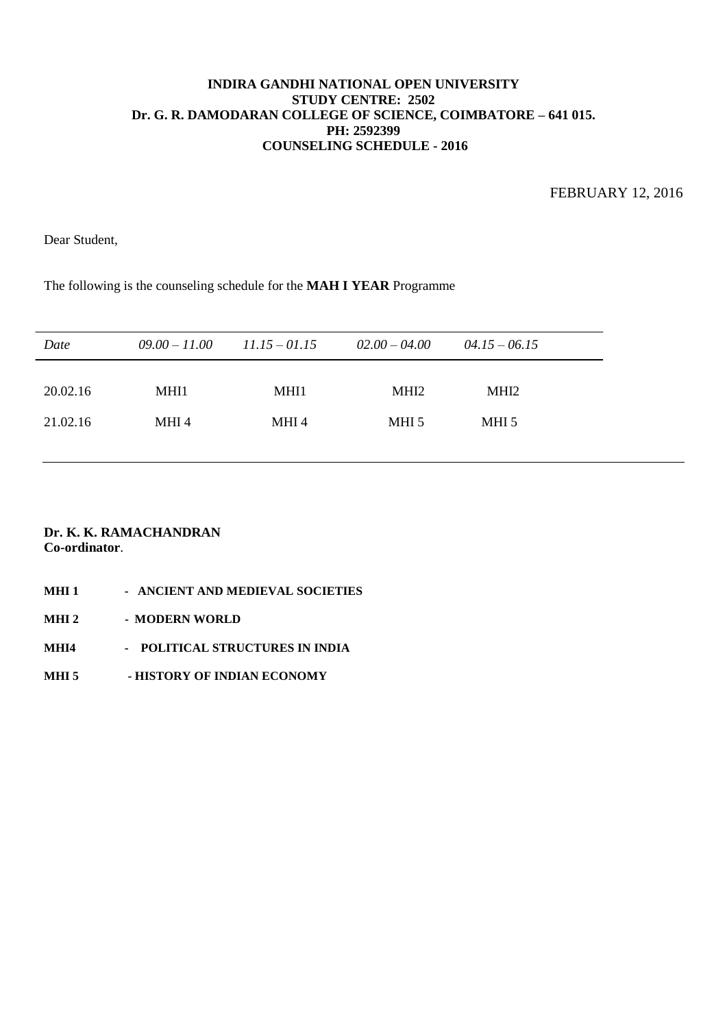**INDIRA GANDHI NATIONAL OPEN UNIVERSITY**
**STUDY CENTRE: 2502**
**Dr. G. R. DAMODARAN COLLEGE OF SCIENCE, COIMBATORE – 641 015.**
**PH: 2592399**
**COUNSELING SCHEDULE - 2016**

FEBRUARY 12, 2016

Dear Student,

The following is the counseling schedule for the **MAH I YEAR** Programme

| *Date* | *09.00 – 11.00* | *11.15 – 01.15* | *02.00 – 04.00* | *04.15 – 06.15* |
|---|---|---|---|---|
| 20.02.16 | MHI1 | MHI1 | MHI2 | MHI2 |
| 21.02.16 | MHI 4 | MHI 4 | MHI 5 | MHI 5 |

**Dr. K. K. RAMACHANDRAN**
**Co-ordinator**.

**MHI 1** - **ANCIENT AND MEDIEVAL SOCIETIES**

**MHI 2** - **MODERN WORLD**

**MHI4** - **POLITICAL STRUCTURES IN INDIA**

**MHI 5** - **HISTORY OF INDIAN ECONOMY**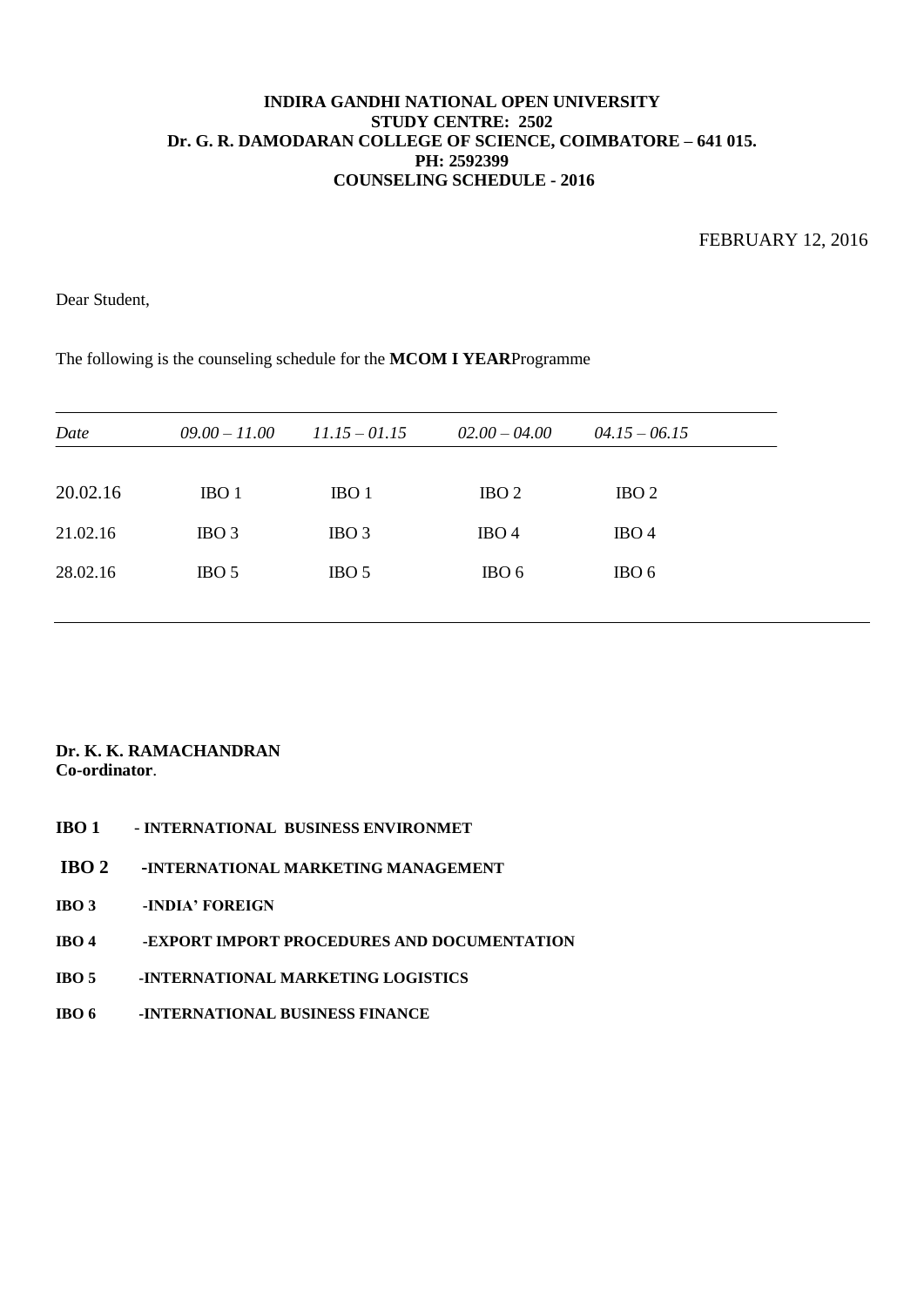**INDIRA GANDHI NATIONAL OPEN UNIVERSITY**
**STUDY CENTRE: 2502**
**Dr. G. R. DAMODARAN COLLEGE OF SCIENCE, COIMBATORE – 641 015.**
**PH: 2592399**
**COUNSELING SCHEDULE - 2016**

FEBRUARY 12, 2016

Dear Student,

The following is the counseling schedule for the **MCOM I YEAR**Programme

| *Date* | *09.00 – 11.00* | *11.15 – 01.15* | *02.00 – 04.00* | *04.15 – 06.15* |
|---|---|---|---|---|
| 20.02.16 | IBO 1 | IBO 1 | IBO 2 | IBO 2 |
| 21.02.16 | IBO 3 | IBO 3 | IBO 4 | IBO 4 |
| 28.02.16 | IBO 5 | IBO 5 | IBO 6 | IBO 6 |

**Dr. K. K. RAMACHANDRAN**
**Co-ordinator**.

**IBO 1** - **INTERNATIONAL BUSINESS ENVIRONMET**

**IBO 2** **-INTERNATIONAL MARKETING MANAGEMENT**

**IBO 3** **-INDIA' FOREIGN**

**IBO 4** **-EXPORT IMPORT PROCEDURES AND DOCUMENTATION**

**IBO 5** **-INTERNATIONAL MARKETING LOGISTICS**

**IBO 6** **-INTERNATIONAL BUSINESS FINANCE**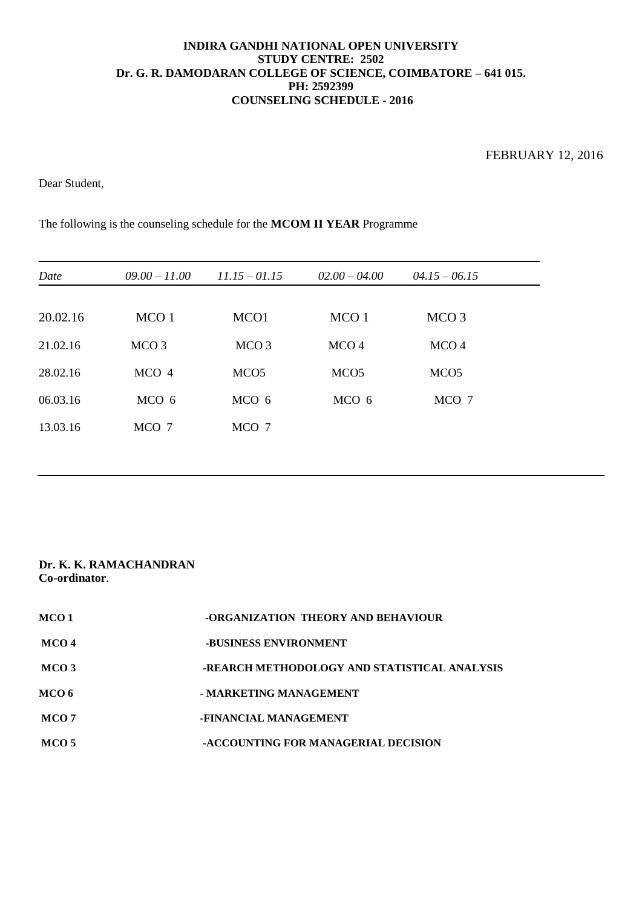**INDIRA GANDHI NATIONAL OPEN UNIVERSITY**
**STUDY CENTRE: 2502**
**Dr. G. R. DAMODARAN COLLEGE OF SCIENCE, COIMBATORE – 641 015.**
**PH: 2592399**
**COUNSELING SCHEDULE - 2016**

FEBRUARY 12, 2016

Dear Student,

The following is the counseling schedule for the **MCOM II YEAR** Programme

| *Date* | *09.00 – 11.00* | *11.15 – 01.15* | *02.00 – 04.00* | *04.15 – 06.15* |
|---|---|---|---|---|
| 20.02.16 | MCO 1 | MCO1 | MCO 1 | MCO 3 |
| 21.02.16 | MCO 3 | MCO 3 | MCO 4 | MCO 4 |
| 28.02.16 | MCO 4 | MCO5 | MCO5 | MCO5 |
| 06.03.16 | MCO 6 | MCO 6 | MCO 6 | MCO 7 |
| 13.03.16 | MCO 7 | MCO 7 | | |

**Dr. K. K. RAMACHANDRAN**
**Co-ordinator**.

**MCO 1** -**ORGANIZATION THEORY AND BEHAVIOUR**

**MCO 4** -**BUSINESS ENVIRONMENT**

**MCO 3** -**REARCH METHODOLOGY AND STATISTICAL ANALYSIS**

**MCO 6** - **MARKETING MANAGEMENT**

**MCO 7** -**FINANCIAL MANAGEMENT**

**MCO 5** -**ACCOUNTING FOR MANAGERIAL DECISION**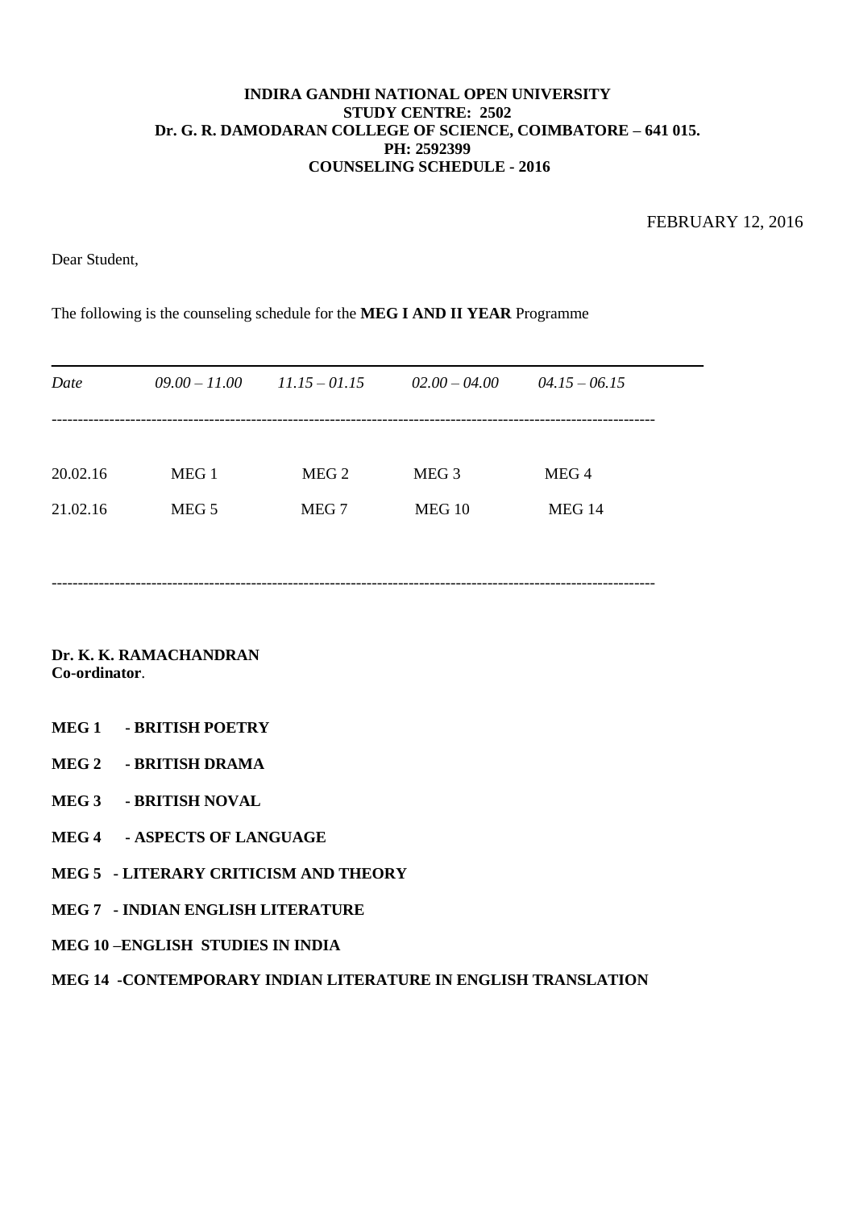**INDIRA GANDHI NATIONAL OPEN UNIVERSITY**
**STUDY CENTRE: 2502**
**Dr. G. R. DAMODARAN COLLEGE OF SCIENCE, COIMBATORE – 641 015.**
**PH: 2592399**
**COUNSELING SCHEDULE - 2016**

FEBRUARY 12, 2016

Dear Student,

The following is the counseling schedule for the **MEG I AND II YEAR** Programme

| *Date* | *09.00 – 11.00* | *11.15 – 01.15* | *02.00 – 04.00* | *04.15 – 06.15* |
|---|---|---|---|---|
| 20.02.16 | MEG 1 | MEG 2 | MEG 3 | MEG 4 |
| 21.02.16 | MEG 5 | MEG 7 | MEG 10 | MEG 14 |

**Dr. K. K. RAMACHANDRAN**
**Co-ordinator**.

**MEG 1 - BRITISH POETRY**

**MEG 2 - BRITISH DRAMA**

**MEG 3 - BRITISH NOVAL**

**MEG 4 - ASPECTS OF LANGUAGE**

**MEG 5 - LITERARY CRITICISM AND THEORY**

**MEG 7 - INDIAN ENGLISH LITERATURE**

**MEG 10 –ENGLISH STUDIES IN INDIA**

**MEG 14 -CONTEMPORARY INDIAN LITERATURE IN ENGLISH TRANSLATION**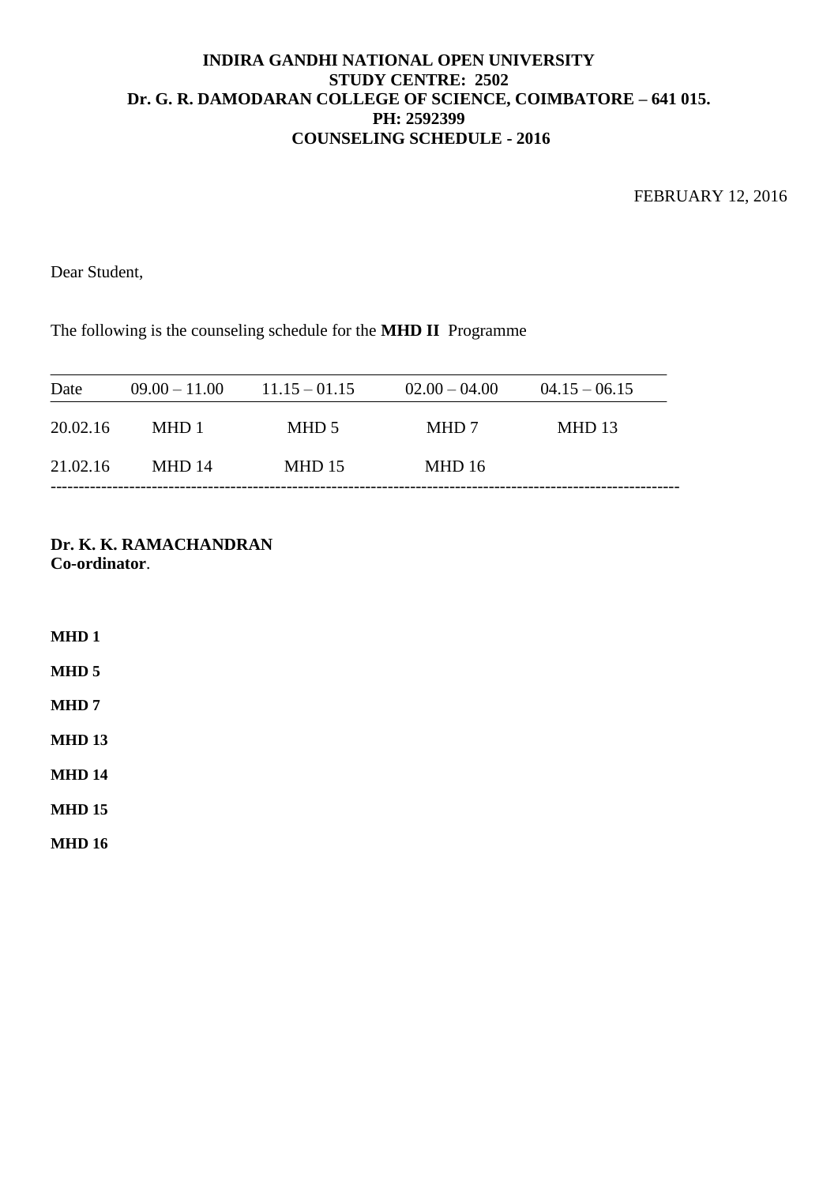**INDIRA GANDHI NATIONAL OPEN UNIVERSITY**
**STUDY CENTRE: 2502**
**Dr. G. R. DAMODARAN COLLEGE OF SCIENCE, COIMBATORE – 641 015.**
**PH: 2592399**
**COUNSELING SCHEDULE - 2016**

FEBRUARY 12, 2016

Dear Student,

The following is the counseling schedule for the **MHD II** Programme

| Date | 09.00 – 11.00 | 11.15 – 01.15 | 02.00 – 04.00 | 04.15 – 06.15 |
|---|---|---|---|---|
| 20.02.16 | MHD 1 | MHD 5 | MHD 7 | MHD 13 |
| 21.02.16 | MHD 14 | MHD 15 | MHD 16 | |

**Dr. K. K. RAMACHANDRAN**
**Co-ordinator**.

**MHD 1**

**MHD 5**

**MHD 7**

**MHD 13**

**MHD 14**

**MHD 15**

**MHD 16**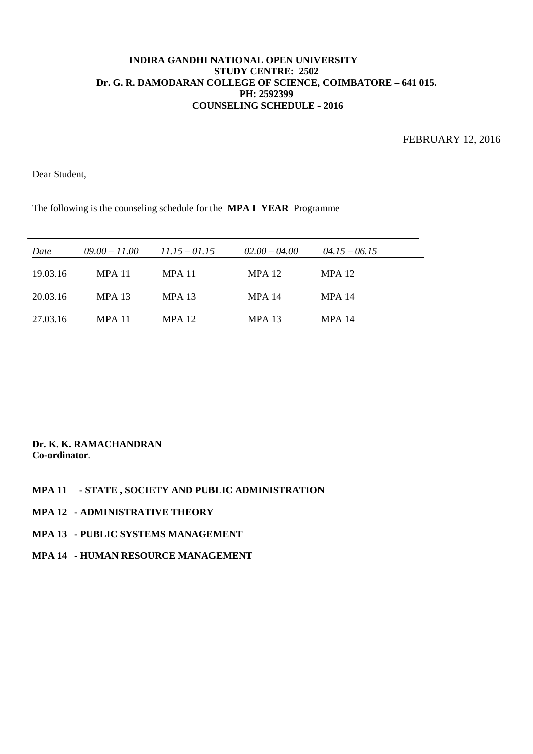**INDIRA GANDHI NATIONAL OPEN UNIVERSITY**
**STUDY CENTRE: 2502**
**Dr. G. R. DAMODARAN COLLEGE OF SCIENCE, COIMBATORE – 641 015.**
**PH: 2592399**
**COUNSELING SCHEDULE - 2016**

FEBRUARY 12, 2016

Dear Student,

The following is the counseling schedule for the **MPA I YEAR** Programme

| *Date* | *09.00 – 11.00* | *11.15 – 01.15* | *02.00 – 04.00* | *04.15 – 06.15* |
|---|---|---|---|---|
| 19.03.16 | MPA 11 | MPA 11 | MPA 12 | MPA 12 |
| 20.03.16 | MPA 13 | MPA 13 | MPA 14 | MPA 14 |
| 27.03.16 | MPA 11 | MPA 12 | MPA 13 | MPA 14 |

**Dr. K. K. RAMACHANDRAN**
**Co-ordinator**.

**MPA 11 - STATE , SOCIETY AND PUBLIC ADMINISTRATION**

**MPA 12 - ADMINISTRATIVE THEORY**

**MPA 13 - PUBLIC SYSTEMS MANAGEMENT**

**MPA 14 - HUMAN RESOURCE MANAGEMENT**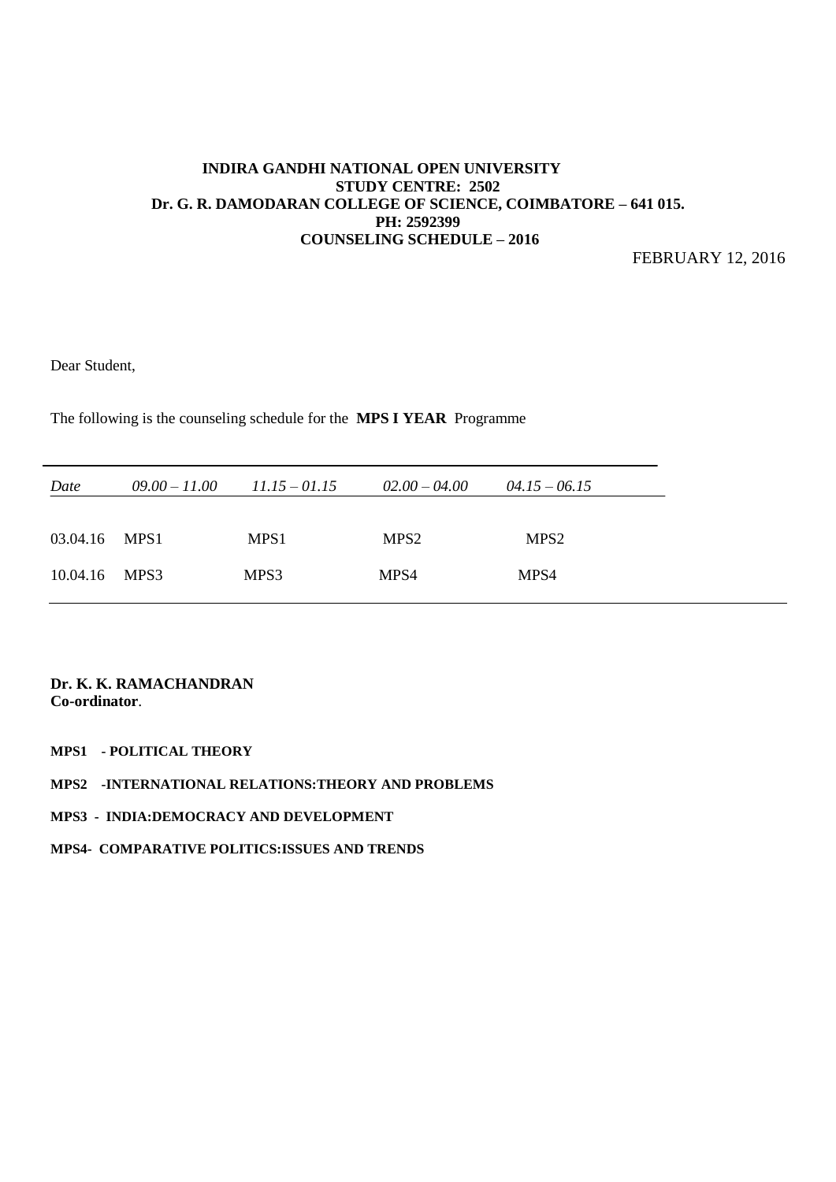**INDIRA GANDHI NATIONAL OPEN UNIVERSITY**
**STUDY CENTRE: 2502**
**Dr. G. R. DAMODARAN COLLEGE OF SCIENCE, COIMBATORE – 641 015.**
**PH: 2592399**
**COUNSELING SCHEDULE – 2016**

FEBRUARY 12, 2016

Dear Student,

The following is the counseling schedule for the **MPS I YEAR** Programme

| *Date* | *09.00 – 11.00* | *11.15 – 01.15* | *02.00 – 04.00* | *04.15 – 06.15* |
|---|---|---|---|---|
| 03.04.16 | MPS1 | MPS1 | MPS2 | MPS2 |
| 10.04.16 | MPS3 | MPS3 | MPS4 | MPS4 |

**Dr. K. K. RAMACHANDRAN**
**Co-ordinator**.

**MPS1 - POLITICAL THEORY**

**MPS2 -INTERNATIONAL RELATIONS:THEORY AND PROBLEMS**

**MPS3 - INDIA:DEMOCRACY AND DEVELOPMENT**

**MPS4- COMPARATIVE POLITICS:ISSUES AND TRENDS**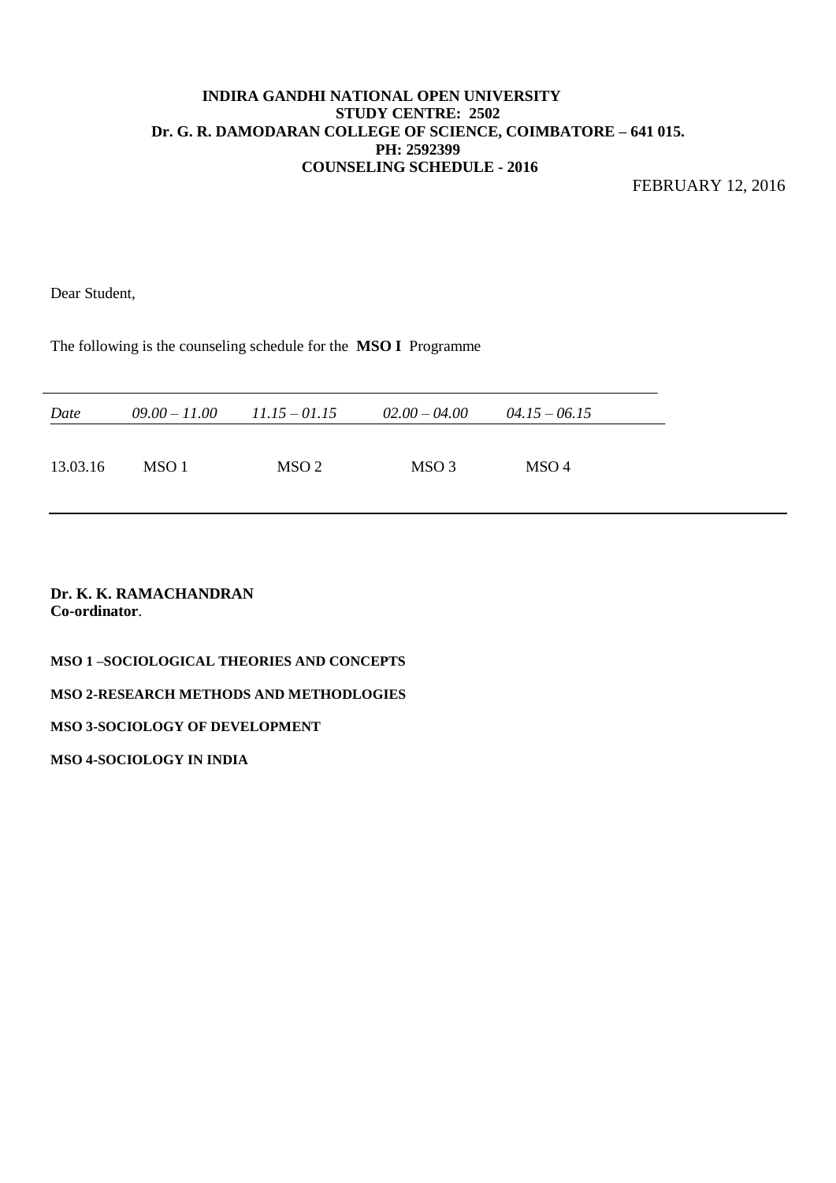**INDIRA GANDHI NATIONAL OPEN UNIVERSITY**
**STUDY CENTRE: 2502**
**Dr. G. R. DAMODARAN COLLEGE OF SCIENCE, COIMBATORE – 641 015.**
**PH: 2592399**
**COUNSELING SCHEDULE - 2016**

FEBRUARY 12, 2016

Dear Student,

The following is the counseling schedule for the **MSO I** Programme

| *Date* | *09.00 – 11.00* | *11.15 – 01.15* | *02.00 – 04.00* | *04.15 – 06.15* |
|---|---|---|---|---|
| 13.03.16 | MSO 1 | MSO 2 | MSO 3 | MSO 4 |

**Dr. K. K. RAMACHANDRAN**
**Co-ordinator**.

**MSO 1 –SOCIOLOGICAL THEORIES AND CONCEPTS**

**MSO 2-RESEARCH METHODS AND METHODLOGIES**

**MSO 3-SOCIOLOGY OF DEVELOPMENT**

**MSO 4-SOCIOLOGY IN INDIA**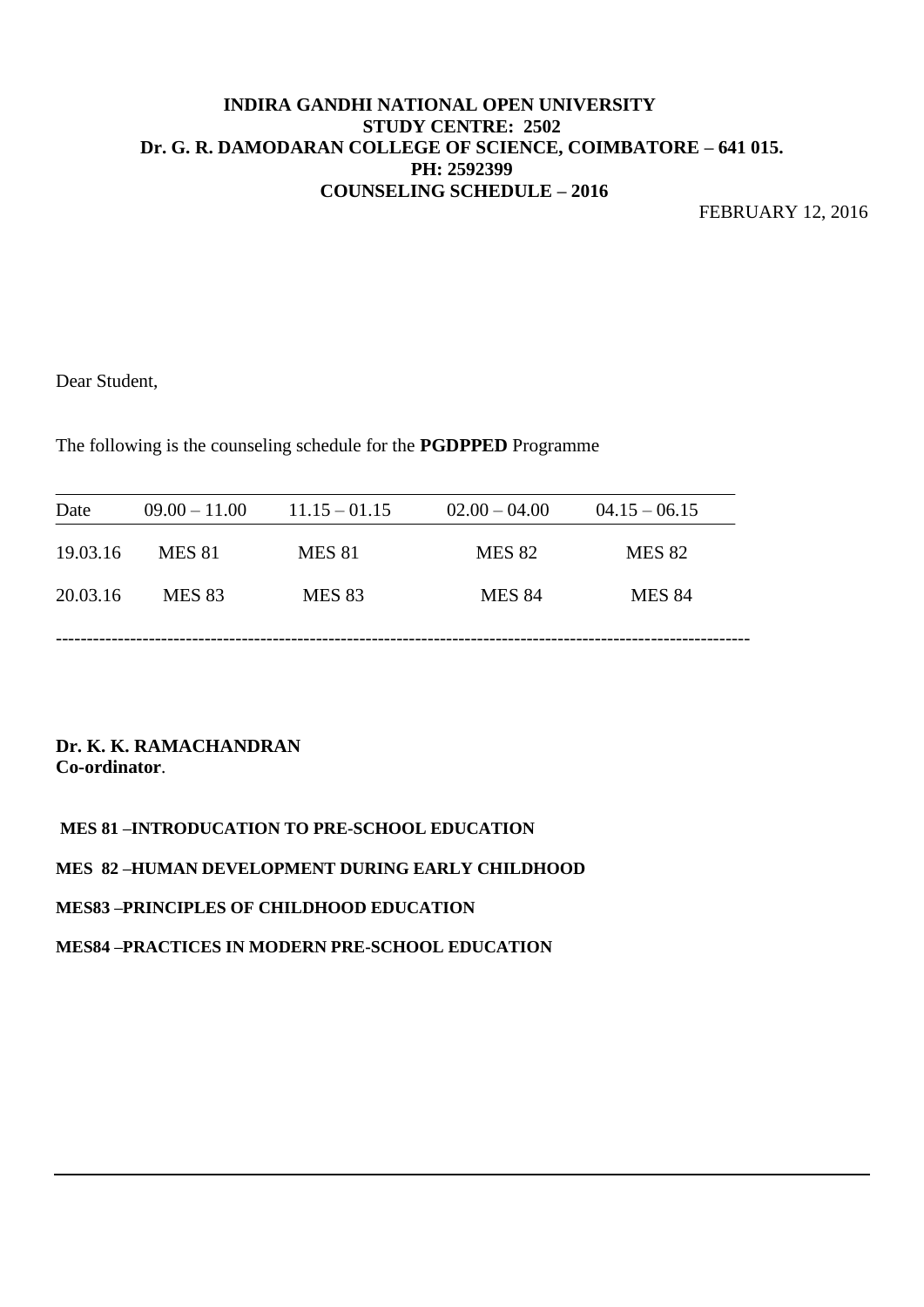**INDIRA GANDHI NATIONAL OPEN UNIVERSITY**
**STUDY CENTRE: 2502**
**Dr. G. R. DAMODARAN COLLEGE OF SCIENCE, COIMBATORE – 641 015.**
**PH: 2592399**
**COUNSELING SCHEDULE – 2016**

FEBRUARY 12, 2016

Dear Student,

The following is the counseling schedule for the **PGDPPED** Programme

| Date | 09.00 – 11.00 | 11.15 – 01.15 | 02.00 – 04.00 | 04.15 – 06.15 |
|---|---|---|---|---|
| 19.03.16 | MES 81 | MES 81 | MES 82 | MES 82 |
| 20.03.16 | MES 83 | MES 83 | MES 84 | MES 84 |

-----------------------------------------------------------------------------------------------------------

**Dr. K. K. RAMACHANDRAN**
**Co-ordinator**.

**MES 81 –INTRODUCATION TO PRE-SCHOOL EDUCATION**

**MES 82 –HUMAN DEVELOPMENT DURING EARLY CHILDHOOD**

**MES83 –PRINCIPLES OF CHILDHOOD EDUCATION**

**MES84 –PRACTICES IN MODERN PRE-SCHOOL EDUCATION**